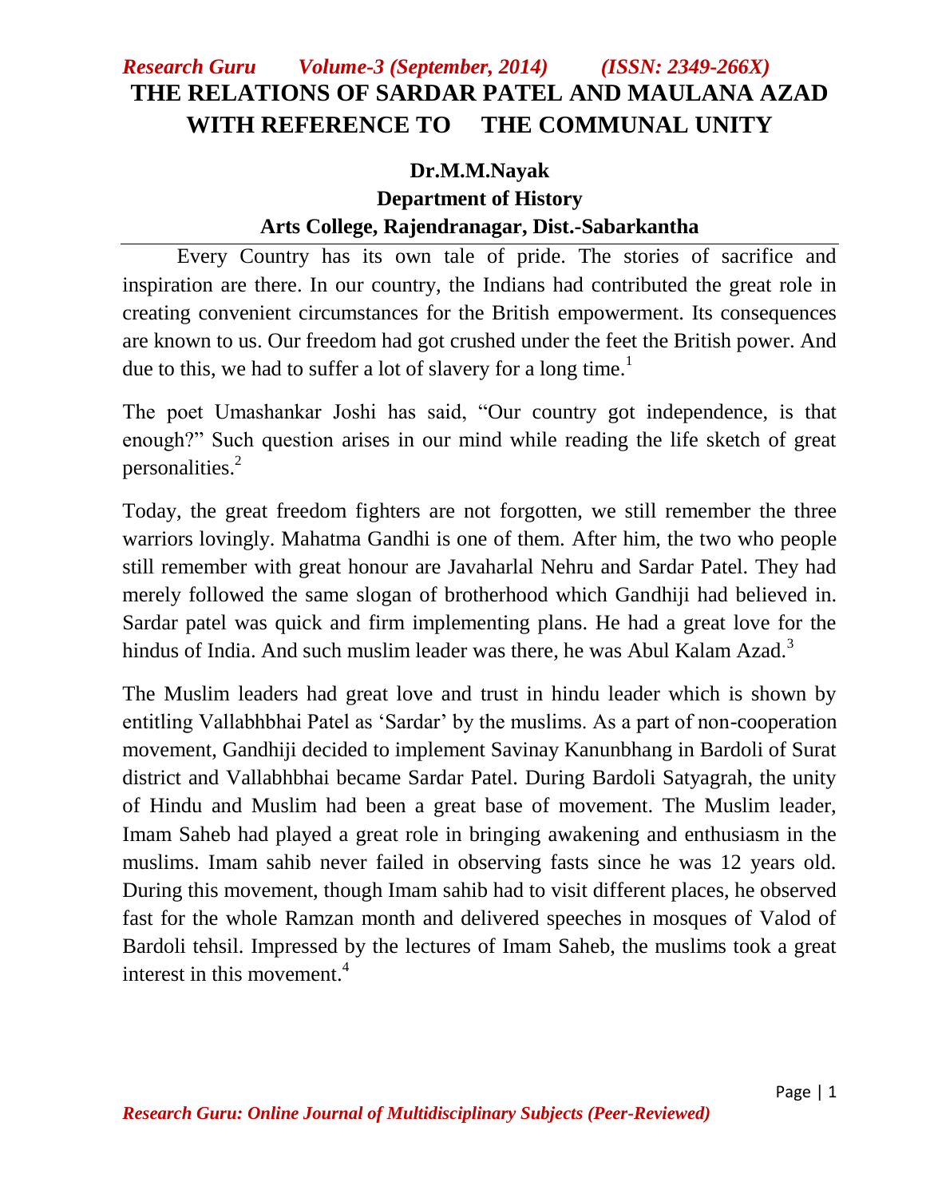# THE RELATIONS OF SARDAR PATEL AND MAULANA AZAD WITH REFERENCE TO THE COMMUNAL UNITY

**Dr.M.M.Nayak**
**Department of History**
**Arts College, Rajendranagar, Dist.-Sabarkantha**

Every Country has its own tale of pride. The stories of sacrifice and inspiration are there. In our country, the Indians had contributed the great role in creating convenient circumstances for the British empowerment. Its consequences are known to us. Our freedom had got crushed under the feet the British power. And due to this, we had to suffer a lot of slavery for a long time.[1]

The poet Umashankar Joshi has said, "Our country got independence, is that enough?" Such question arises in our mind while reading the life sketch of great personalities.[2]

Today, the great freedom fighters are not forgotten, we still remember the three warriors lovingly. Mahatma Gandhi is one of them. After him, the two who people still remember with great honour are Javaharlal Nehru and Sardar Patel. They had merely followed the same slogan of brotherhood which Gandhiji had believed in. Sardar patel was quick and firm implementing plans. He had a great love for the hindus of India. And such muslim leader was there, he was Abul Kalam Azad.[3]

The Muslim leaders had great love and trust in hindu leader which is shown by entitling Vallabhbhai Patel as 'Sardar' by the muslims. As a part of non-cooperation movement, Gandhiji decided to implement Savinay Kanunbhang in Bardoli of Surat district and Vallabhbhai became Sardar Patel. During Bardoli Satyagrah, the unity of Hindu and Muslim had been a great base of movement. The Muslim leader, Imam Saheb had played a great role in bringing awakening and enthusiasm in the muslims. Imam sahib never failed in observing fasts since he was 12 years old. During this movement, though Imam sahib had to visit different places, he observed fast for the whole Ramzan month and delivered speeches in mosques of Valod of Bardoli tehsil. Impressed by the lectures of Imam Saheb, the muslims took a great interest in this movement.[4]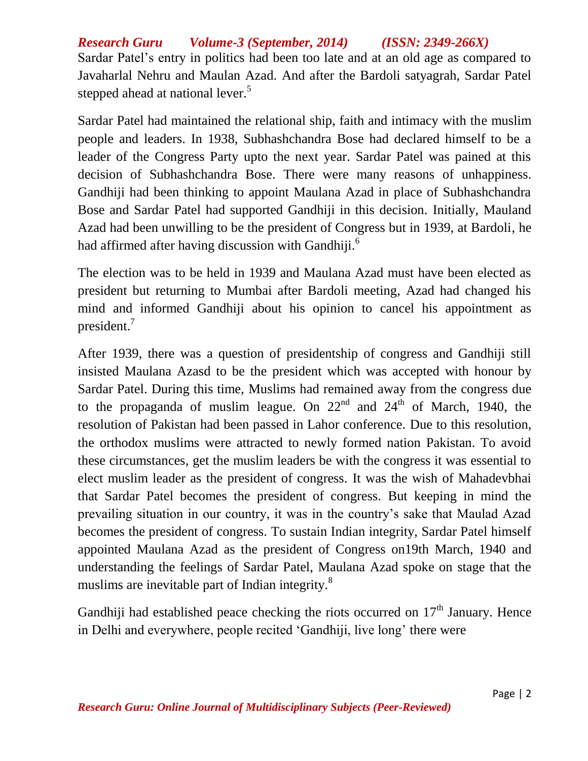Sardar Patel's entry in politics had been too late and at an old age as compared to Javaharlal Nehru and Maulan Azad. And after the Bardoli satyagrah, Sardar Patel stepped ahead at national lever.[5]

Sardar Patel had maintained the relational ship, faith and intimacy with the muslim people and leaders. In 1938, Subhashchandra Bose had declared himself to be a leader of the Congress Party upto the next year. Sardar Patel was pained at this decision of Subhashchandra Bose. There were many reasons of unhappiness. Gandhiji had been thinking to appoint Maulana Azad in place of Subhashchandra Bose and Sardar Patel had supported Gandhiji in this decision. Initially, Mauland Azad had been unwilling to be the president of Congress but in 1939, at Bardoli, he had affirmed after having discussion with Gandhiji.[6]

The election was to be held in 1939 and Maulana Azad must have been elected as president but returning to Mumbai after Bardoli meeting, Azad had changed his mind and informed Gandhiji about his opinion to cancel his appointment as president.[7]

After 1939, there was a question of presidentship of congress and Gandhiji still insisted Maulana Azasd to be the president which was accepted with honour by Sardar Patel. During this time, Muslims had remained away from the congress due to the propaganda of muslim league. On 22nd and 24th of March, 1940, the resolution of Pakistan had been passed in Lahor conference. Due to this resolution, the orthodox muslims were attracted to newly formed nation Pakistan. To avoid these circumstances, get the muslim leaders be with the congress it was essential to elect muslim leader as the president of congress. It was the wish of Mahadevbhai that Sardar Patel becomes the president of congress. But keeping in mind the prevailing situation in our country, it was in the country's sake that Maulad Azad becomes the president of congress. To sustain Indian integrity, Sardar Patel himself appointed Maulana Azad as the president of Congress on19th March, 1940 and understanding the feelings of Sardar Patel, Maulana Azad spoke on stage that the muslims are inevitable part of Indian integrity.[8]

Gandhiji had established peace checking the riots occurred on 17th January. Hence in Delhi and everywhere, people recited 'Gandhiji, live long' there were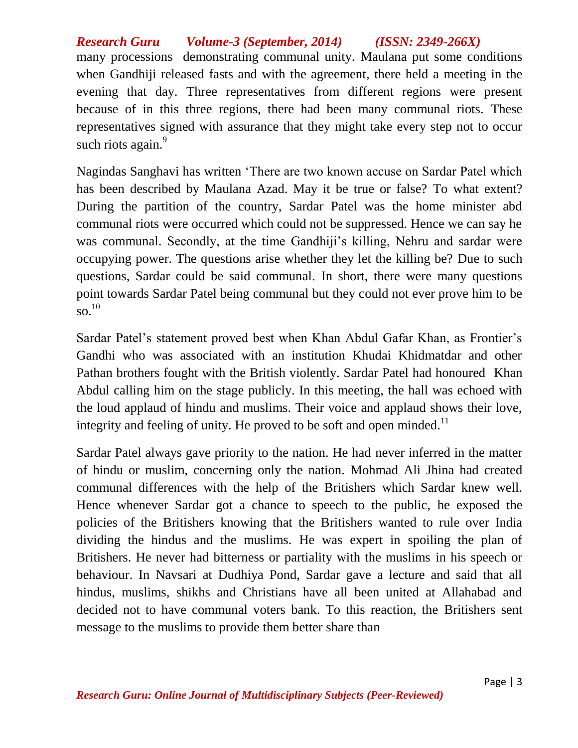many processions demonstrating communal unity. Maulana put some conditions when Gandhiji released fasts and with the agreement, there held a meeting in the evening that day. Three representatives from different regions were present because of in this three regions, there had been many communal riots. These representatives signed with assurance that they might take every step not to occur such riots again.[9]

Nagindas Sanghavi has written 'There are two known accuse on Sardar Patel which has been described by Maulana Azad. May it be true or false? To what extent? During the partition of the country, Sardar Patel was the home minister abd communal riots were occurred which could not be suppressed. Hence we can say he was communal. Secondly, at the time Gandhiji's killing, Nehru and sardar were occupying power. The questions arise whether they let the killing be? Due to such questions, Sardar could be said communal. In short, there were many questions point towards Sardar Patel being communal but they could not ever prove him to be so.[10]

Sardar Patel's statement proved best when Khan Abdul Gafar Khan, as Frontier's Gandhi who was associated with an institution Khudai Khidmatdar and other Pathan brothers fought with the British violently. Sardar Patel had honoured Khan Abdul calling him on the stage publicly. In this meeting, the hall was echoed with the loud applaud of hindu and muslims. Their voice and applaud shows their love, integrity and feeling of unity. He proved to be soft and open minded.[11]

Sardar Patel always gave priority to the nation. He had never inferred in the matter of hindu or muslim, concerning only the nation. Mohmad Ali Jhina had created communal differences with the help of the Britishers which Sardar knew well. Hence whenever Sardar got a chance to speech to the public, he exposed the policies of the Britishers knowing that the Britishers wanted to rule over India dividing the hindus and the muslims. He was expert in spoiling the plan of Britishers. He never had bitterness or partiality with the muslims in his speech or behaviour. In Navsari at Dudhiya Pond, Sardar gave a lecture and said that all hindus, muslims, shikhs and Christians have all been united at Allahabad and decided not to have communal voters bank. To this reaction, the Britishers sent message to the muslims to provide them better share than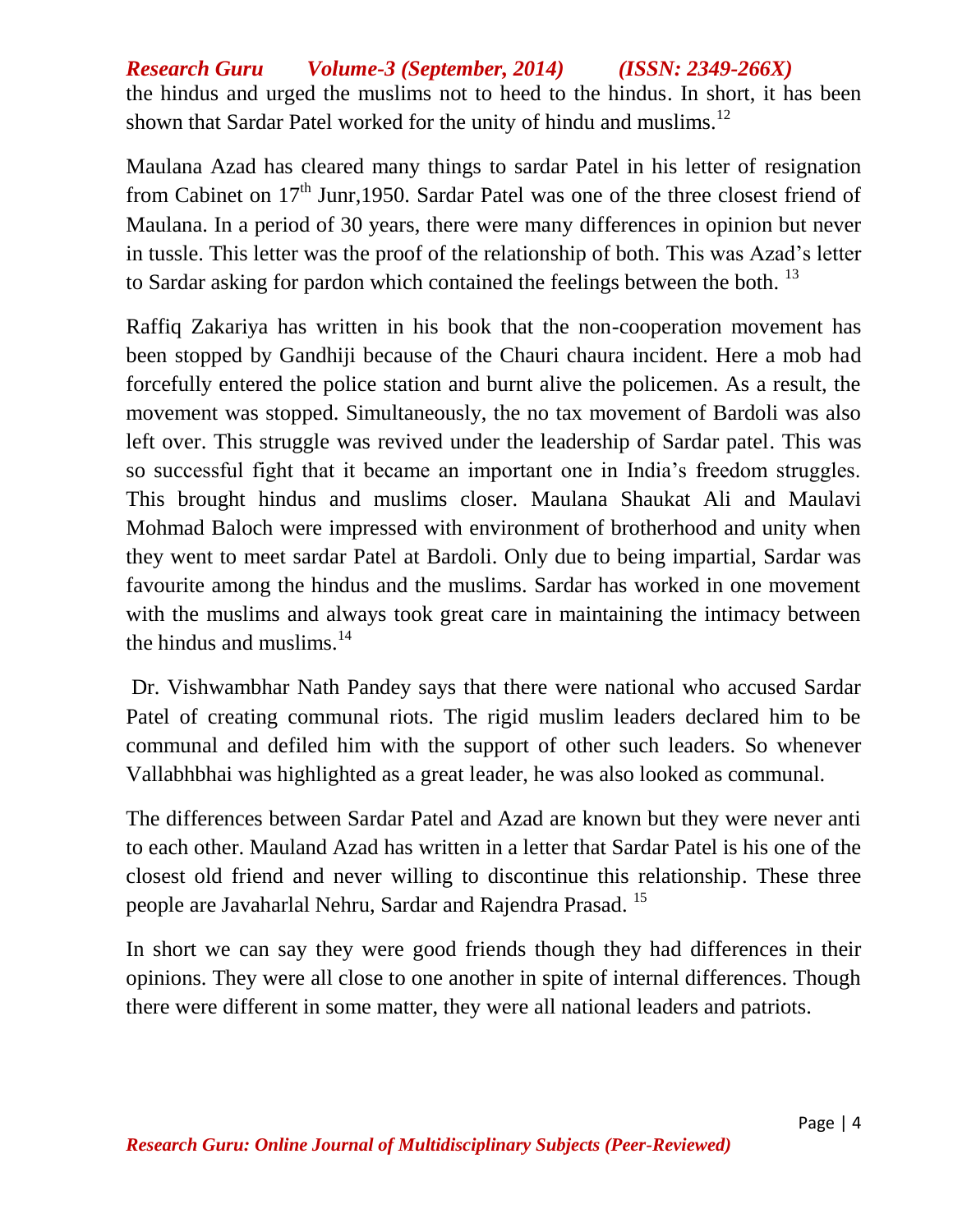the hindus and urged the muslims not to heed to the hindus. In short, it has been shown that Sardar Patel worked for the unity of hindu and muslims.[12]

Maulana Azad has cleared many things to sardar Patel in his letter of resignation from Cabinet on 17th Junr,1950. Sardar Patel was one of the three closest friend of Maulana. In a period of 30 years, there were many differences in opinion but never in tussle. This letter was the proof of the relationship of both. This was Azad's letter to Sardar asking for pardon which contained the feelings between the both. [13]

Raffiq Zakariya has written in his book that the non-cooperation movement has been stopped by Gandhiji because of the Chauri chaura incident. Here a mob had forcefully entered the police station and burnt alive the policemen. As a result, the movement was stopped. Simultaneously, the no tax movement of Bardoli was also left over. This struggle was revived under the leadership of Sardar patel. This was so successful fight that it became an important one in India's freedom struggles. This brought hindus and muslims closer. Maulana Shaukat Ali and Maulavi Mohmad Baloch were impressed with environment of brotherhood and unity when they went to meet sardar Patel at Bardoli. Only due to being impartial, Sardar was favourite among the hindus and the muslims. Sardar has worked in one movement with the muslims and always took great care in maintaining the intimacy between the hindus and muslims.[14]

Dr. Vishwambhar Nath Pandey says that there were national who accused Sardar Patel of creating communal riots. The rigid muslim leaders declared him to be communal and defiled him with the support of other such leaders. So whenever Vallabhbhai was highlighted as a great leader, he was also looked as communal.

The differences between Sardar Patel and Azad are known but they were never anti to each other. Mauland Azad has written in a letter that Sardar Patel is his one of the closest old friend and never willing to discontinue this relationship. These three people are Javaharlal Nehru, Sardar and Rajendra Prasad. [15]

In short we can say they were good friends though they had differences in their opinions. They were all close to one another in spite of internal differences. Though there were different in some matter, they were all national leaders and patriots.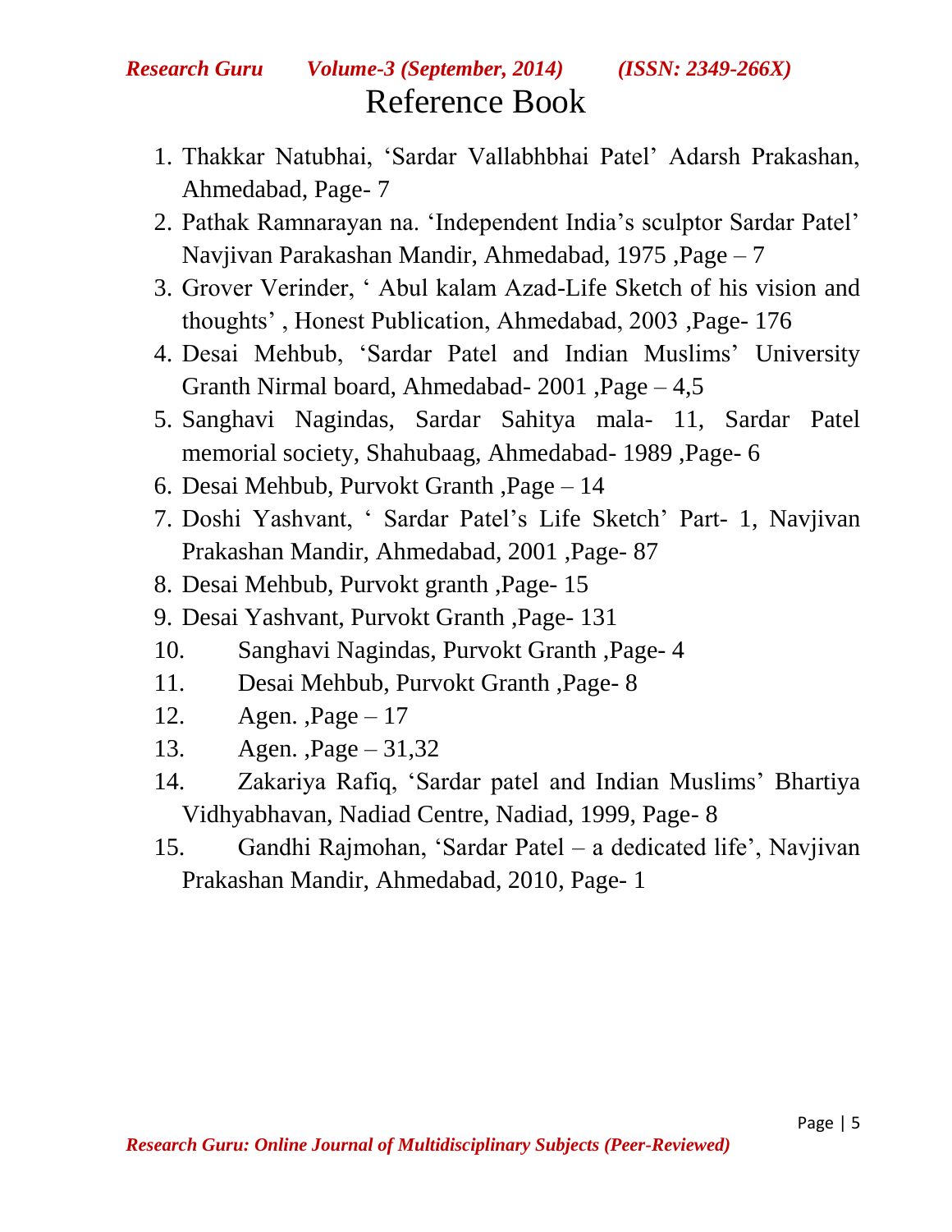# Reference Book

1. Thakkar Natubhai, 'Sardar Vallabhbhai Patel' Adarsh Prakashan, Ahmedabad, Page- 7
2. Pathak Ramnarayan na. 'Independent India's sculptor Sardar Patel' Navjivan Parakashan Mandir, Ahmedabad, 1975 ,Page – 7
3. Grover Verinder, ' Abul kalam Azad-Life Sketch of his vision and thoughts' , Honest Publication, Ahmedabad, 2003 ,Page- 176
4. Desai Mehbub, 'Sardar Patel and Indian Muslims' University Granth Nirmal board, Ahmedabad- 2001 ,Page – 4,5
5. Sanghavi Nagindas, Sardar Sahitya mala- 11, Sardar Patel memorial society, Shahubaag, Ahmedabad- 1989 ,Page- 6
6. Desai Mehbub, Purvokt Granth ,Page – 14
7. Doshi Yashvant, ' Sardar Patel's Life Sketch' Part- 1, Navjivan Prakashan Mandir, Ahmedabad, 2001 ,Page- 87
8. Desai Mehbub, Purvokt granth ,Page- 15
9. Desai Yashvant, Purvokt Granth ,Page- 131
10. Sanghavi Nagindas, Purvokt Granth ,Page- 4
11. Desai Mehbub, Purvokt Granth ,Page- 8
12. Agen. ,Page – 17
13. Agen. ,Page – 31,32
14. Zakariya Rafiq, 'Sardar patel and Indian Muslims' Bhartiya Vidhyabhavan, Nadiad Centre, Nadiad, 1999, Page- 8
15. Gandhi Rajmohan, 'Sardar Patel – a dedicated life', Navjivan Prakashan Mandir, Ahmedabad, 2010, Page- 1